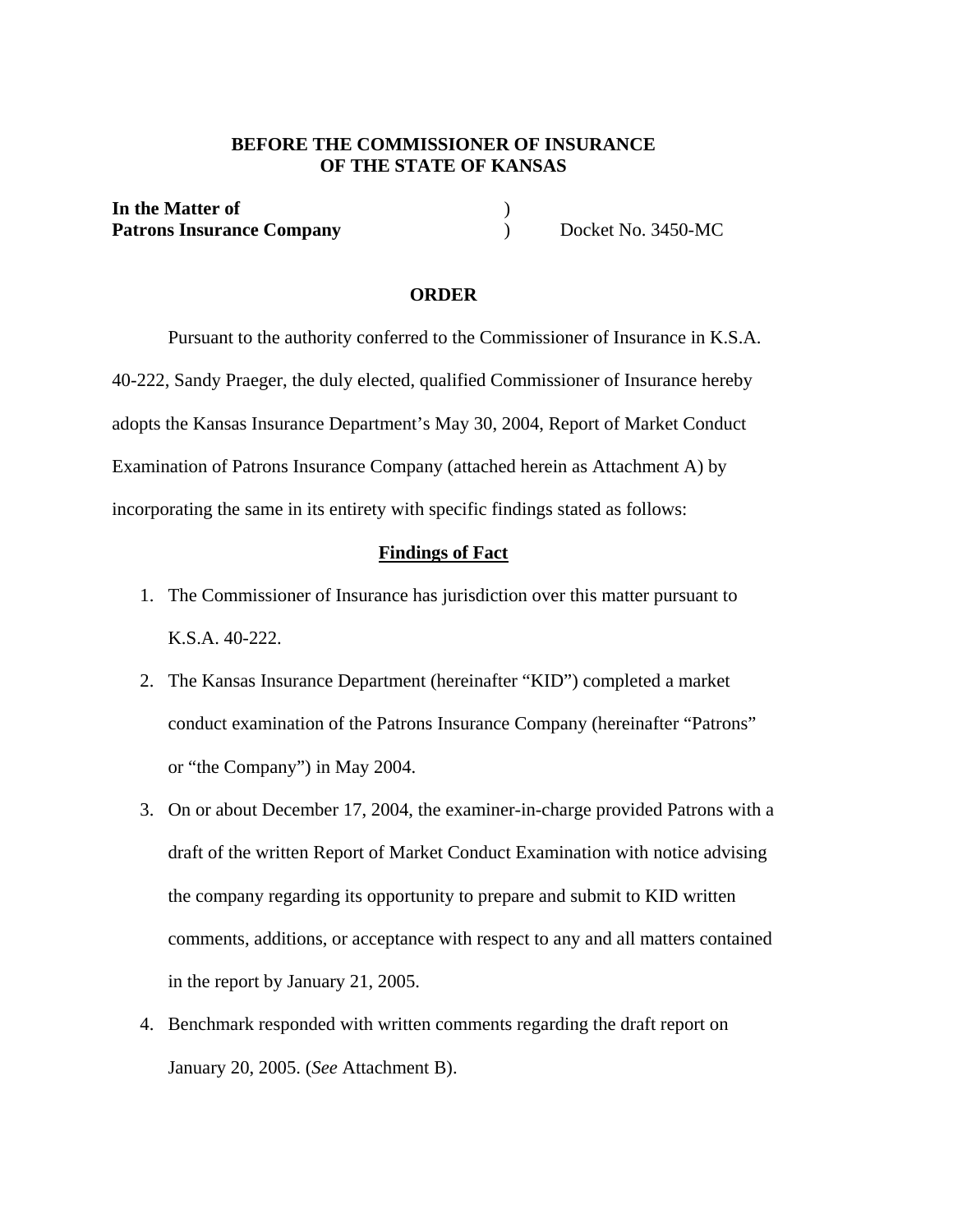**BEFORE THE COMMISSIONER OF INSURANCE**
**OF THE STATE OF KANSAS**

| | | |
|---|---|---|
| **In the Matter of** | ) | |
| **Patrons Insurance Company** | ) | Docket No. 3450-MC |

## ORDER

Pursuant to the authority conferred to the Commissioner of Insurance in K.S.A. 40-222, Sandy Praeger, the duly elected, qualified Commissioner of Insurance hereby adopts the Kansas Insurance Department's May 30, 2004, Report of Market Conduct Examination of Patrons Insurance Company (attached herein as Attachment A) by incorporating the same in its entirety with specific findings stated as follows:

### Findings of Fact

1. The Commissioner of Insurance has jurisdiction over this matter pursuant to K.S.A. 40-222.
2. The Kansas Insurance Department (hereinafter "KID") completed a market conduct examination of the Patrons Insurance Company (hereinafter "Patrons" or "the Company") in May 2004.
3. On or about December 17, 2004, the examiner-in-charge provided Patrons with a draft of the written Report of Market Conduct Examination with notice advising the company regarding its opportunity to prepare and submit to KID written comments, additions, or acceptance with respect to any and all matters contained in the report by January 21, 2005.
4. Benchmark responded with written comments regarding the draft report on January 20, 2005. (*See* Attachment B).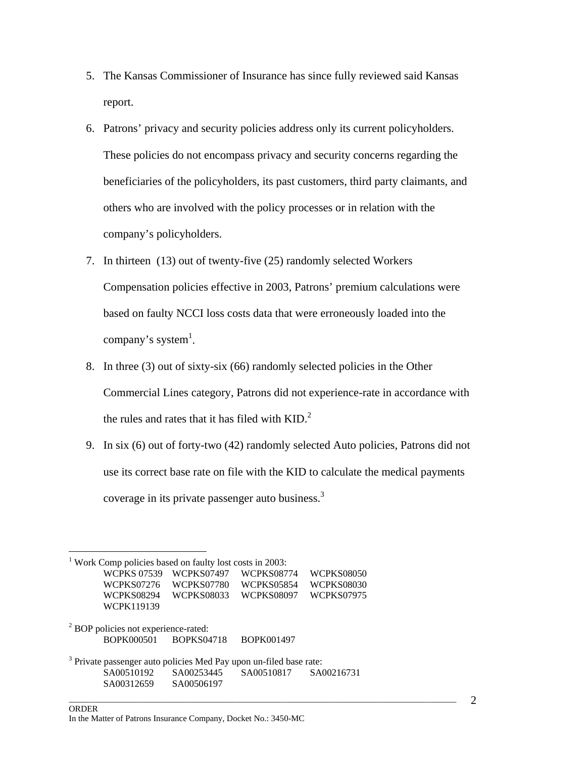5. The Kansas Commissioner of Insurance has since fully reviewed said Kansas report.
6. Patrons' privacy and security policies address only its current policyholders. These policies do not encompass privacy and security concerns regarding the beneficiaries of the policyholders, its past customers, third party claimants, and others who are involved with the policy processes or in relation with the company's policyholders.
7. In thirteen (13) out of twenty-five (25) randomly selected Workers Compensation policies effective in 2003, Patrons' premium calculations were based on faulty NCCI loss costs data that were erroneously loaded into the company's system[1].
8. In three (3) out of sixty-six (66) randomly selected policies in the Other Commercial Lines category, Patrons did not experience-rate in accordance with the rules and rates that it has filed with KID.[2]
9. In six (6) out of forty-two (42) randomly selected Auto policies, Patrons did not use its correct base rate on file with the KID to calculate the medical payments coverage in its private passenger auto business.[3]

---

[1] Work Comp policies based on faulty lost costs in 2003:

| | | | |
|---|---|---|---|
| WCPKS 07539 | WCPKS07497 | WCPKS08774 | WCPKS08050 |
| WCPKS07276 | WCPKS07780 | WCPKS05854 | WCPKS08030 |
| WCPKS08294 | WCPKS08033 | WCPKS08097 | WCPKS07975 |
| WCPK119139 | | | |

[2] BOP policies not experience-rated:

| | | |
|---|---|---|
| BOPK000501 | BOPKS04718 | BOPK001497 |

[3] Private passenger auto policies Med Pay upon un-filed base rate:

| | | | |
|---|---|---|---|
| SA00510192 | SA00253445 | SA00510817 | SA00216731 |
| SA00312659 | SA00506197 | | |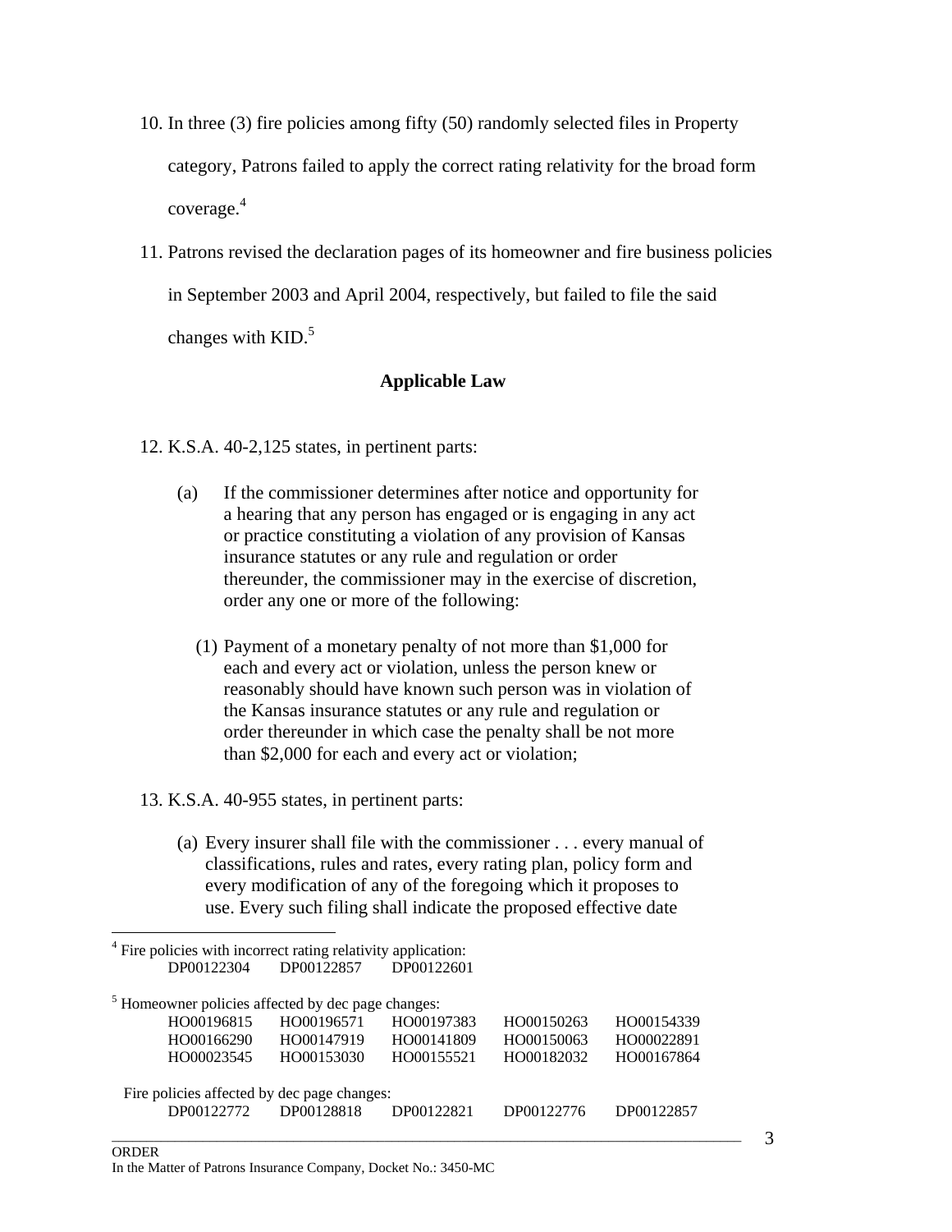10. In three (3) fire policies among fifty (50) randomly selected files in Property category, Patrons failed to apply the correct rating relativity for the broad form coverage.[4]

11. Patrons revised the declaration pages of its homeowner and fire business policies in September 2003 and April 2004, respectively, but failed to file the said changes with KID.[5]

## Applicable Law

12. K.S.A. 40-2,125 states, in pertinent parts:

    (a) If the commissioner determines after notice and opportunity for a hearing that any person has engaged or is engaging in any act or practice constituting a violation of any provision of Kansas insurance statutes or any rule and regulation or order thereunder, the commissioner may in the exercise of discretion, order any one or more of the following:

    (1) Payment of a monetary penalty of not more than $1,000 for each and every act or violation, unless the person knew or reasonably should have known such person was in violation of the Kansas insurance statutes or any rule and regulation or order thereunder in which case the penalty shall be not more than $2,000 for each and every act or violation;

13. K.S.A. 40-955 states, in pertinent parts:

    (a) Every insurer shall file with the commissioner . . . every manual of classifications, rules and rates, every rating plan, policy form and every modification of any of the foregoing which it proposes to use. Every such filing shall indicate the proposed effective date

---

[4] Fire policies with incorrect rating relativity application:

| | | |
|---|---|---|
| DP00122304 | DP00122857 | DP00122601 |

[5] Homeowner policies affected by dec page changes:

| | | | | |
|---|---|---|---|---|
| HO00196815 | HO00196571 | HO00197383 | HO00150263 | HO00154339 |
| HO00166290 | HO00147919 | HO00141809 | HO00150063 | HO00022891 |
| HO00023545 | HO00153030 | HO00155521 | HO00182032 | HO00167864 |

Fire policies affected by dec page changes:

| | | | | |
|---|---|---|---|---|
| DP00122772 | DP00128818 | DP00122821 | DP00122776 | DP00122857 |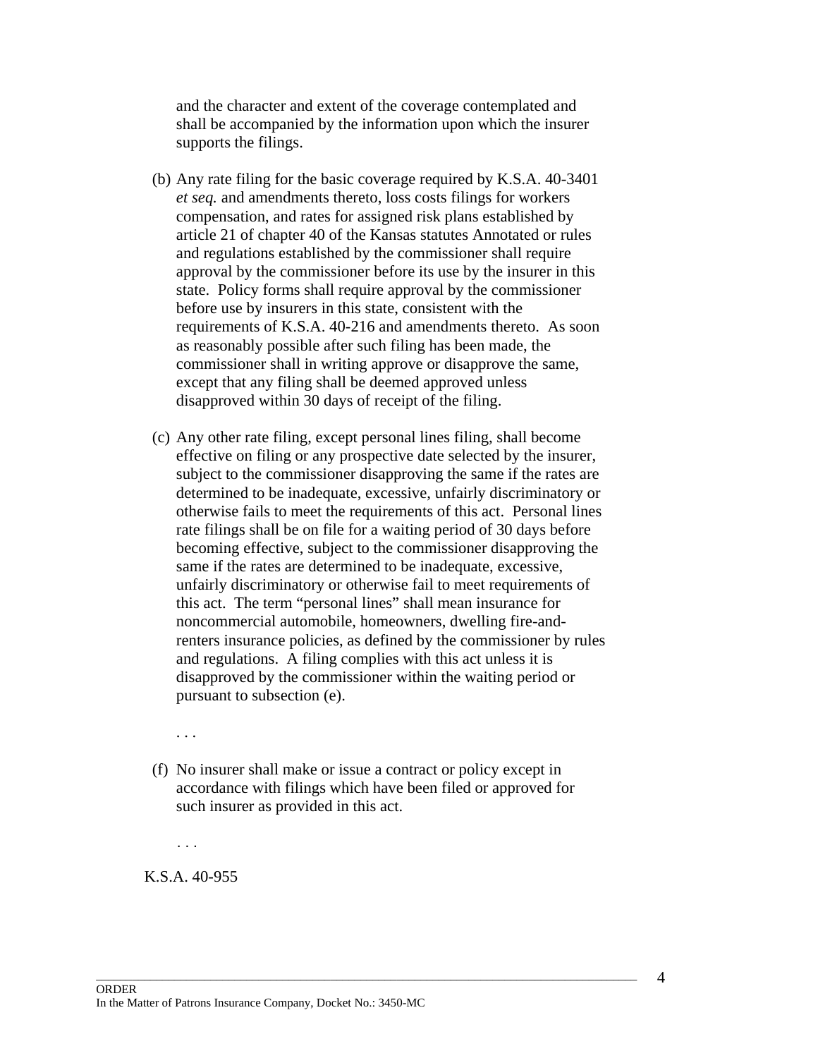and the character and extent of the coverage contemplated and shall be accompanied by the information upon which the insurer supports the filings.

(b) Any rate filing for the basic coverage required by K.S.A. 40-3401 *et seq.* and amendments thereto, loss costs filings for workers compensation, and rates for assigned risk plans established by article 21 of chapter 40 of the Kansas statutes Annotated or rules and regulations established by the commissioner shall require approval by the commissioner before its use by the insurer in this state. Policy forms shall require approval by the commissioner before use by insurers in this state, consistent with the requirements of K.S.A. 40-216 and amendments thereto. As soon as reasonably possible after such filing has been made, the commissioner shall in writing approve or disapprove the same, except that any filing shall be deemed approved unless disapproved within 30 days of receipt of the filing.

(c) Any other rate filing, except personal lines filing, shall become effective on filing or any prospective date selected by the insurer, subject to the commissioner disapproving the same if the rates are determined to be inadequate, excessive, unfairly discriminatory or otherwise fails to meet the requirements of this act. Personal lines rate filings shall be on file for a waiting period of 30 days before becoming effective, subject to the commissioner disapproving the same if the rates are determined to be inadequate, excessive, unfairly discriminatory or otherwise fail to meet requirements of this act. The term "personal lines" shall mean insurance for noncommercial automobile, homeowners, dwelling fire-and-renters insurance policies, as defined by the commissioner by rules and regulations. A filing complies with this act unless it is disapproved by the commissioner within the waiting period or pursuant to subsection (e).

. . .

(f) No insurer shall make or issue a contract or policy except in accordance with filings which have been filed or approved for such insurer as provided in this act.

. . .

K.S.A. 40-955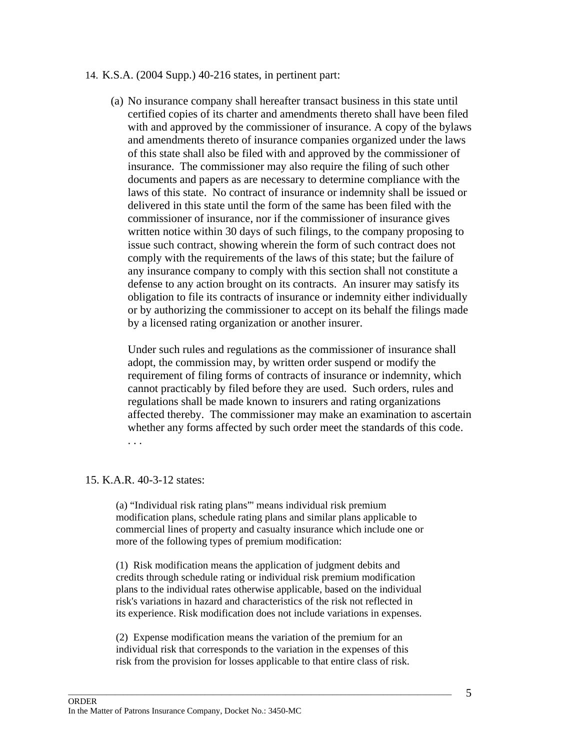14. K.S.A. (2004 Supp.) 40-216 states, in pertinent part:

> (a) No insurance company shall hereafter transact business in this state until certified copies of its charter and amendments thereto shall have been filed with and approved by the commissioner of insurance. A copy of the bylaws and amendments thereto of insurance companies organized under the laws of this state shall also be filed with and approved by the commissioner of insurance. The commissioner may also require the filing of such other documents and papers as are necessary to determine compliance with the laws of this state. No contract of insurance or indemnity shall be issued or delivered in this state until the form of the same has been filed with the commissioner of insurance, nor if the commissioner of insurance gives written notice within 30 days of such filings, to the company proposing to issue such contract, showing wherein the form of such contract does not comply with the requirements of the laws of this state; but the failure of any insurance company to comply with this section shall not constitute a defense to any action brought on its contracts. An insurer may satisfy its obligation to file its contracts of insurance or indemnity either individually or by authorizing the commissioner to accept on its behalf the filings made by a licensed rating organization or another insurer.
>
> Under such rules and regulations as the commissioner of insurance shall adopt, the commission may, by written order suspend or modify the requirement of filing forms of contracts of insurance or indemnity, which cannot practicably by filed before they are used. Such orders, rules and regulations shall be made known to insurers and rating organizations affected thereby. The commissioner may make an examination to ascertain whether any forms affected by such order meet the standards of this code. . . .

15. K.A.R. 40-3-12 states:

> (a) "Individual risk rating plans"' means individual risk premium modification plans, schedule rating plans and similar plans applicable to commercial lines of property and casualty insurance which include one or more of the following types of premium modification:
>
> (1) Risk modification means the application of judgment debits and credits through schedule rating or individual risk premium modification plans to the individual rates otherwise applicable, based on the individual risk's variations in hazard and characteristics of the risk not reflected in its experience. Risk modification does not include variations in expenses.
>
> (2) Expense modification means the variation of the premium for an individual risk that corresponds to the variation in the expenses of this risk from the provision for losses applicable to that entire class of risk.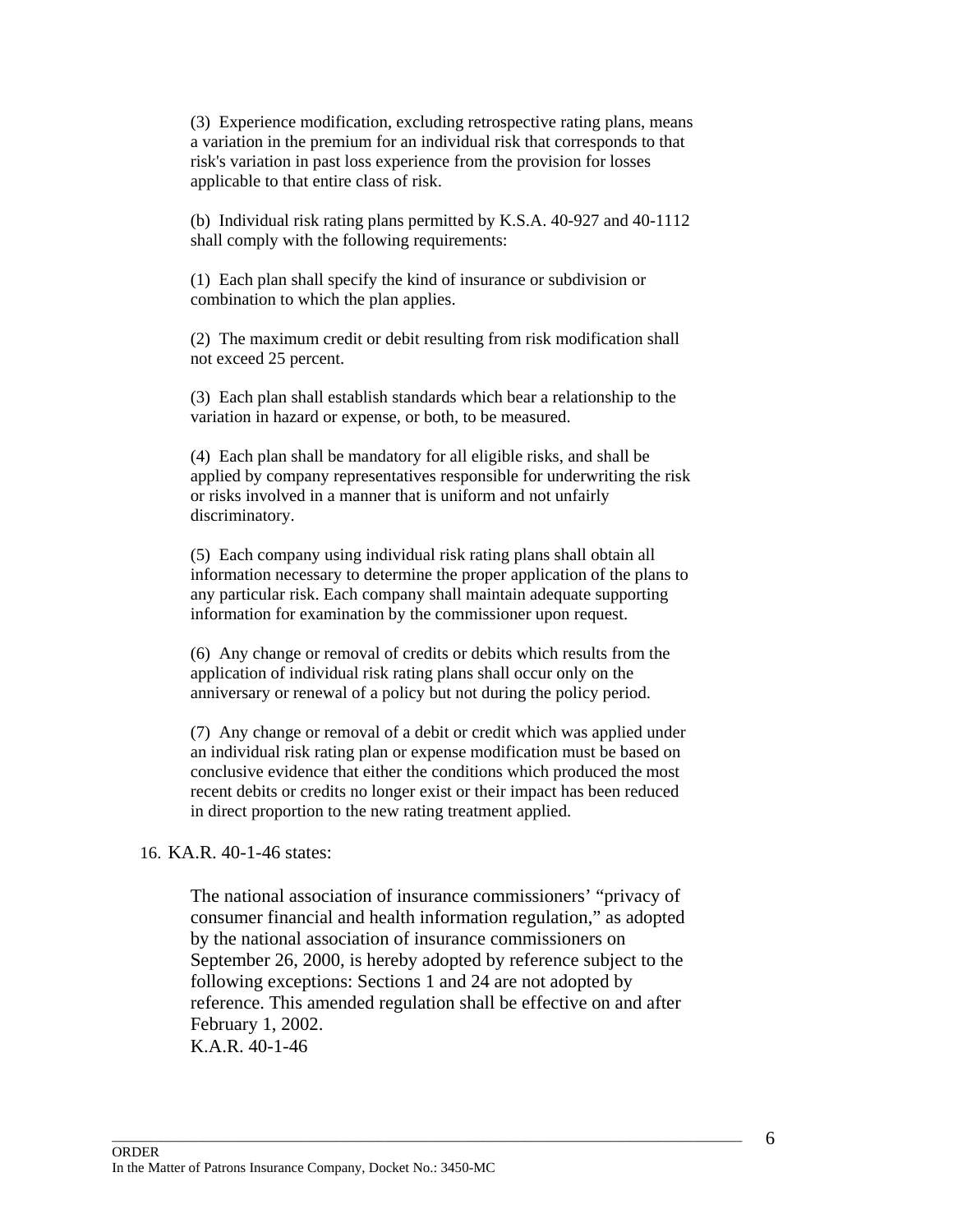(3) Experience modification, excluding retrospective rating plans, means a variation in the premium for an individual risk that corresponds to that risk's variation in past loss experience from the provision for losses applicable to that entire class of risk.

(b) Individual risk rating plans permitted by K.S.A. 40-927 and 40-1112 shall comply with the following requirements:

(1) Each plan shall specify the kind of insurance or subdivision or combination to which the plan applies.

(2) The maximum credit or debit resulting from risk modification shall not exceed 25 percent.

(3) Each plan shall establish standards which bear a relationship to the variation in hazard or expense, or both, to be measured.

(4) Each plan shall be mandatory for all eligible risks, and shall be applied by company representatives responsible for underwriting the risk or risks involved in a manner that is uniform and not unfairly discriminatory.

(5) Each company using individual risk rating plans shall obtain all information necessary to determine the proper application of the plans to any particular risk. Each company shall maintain adequate supporting information for examination by the commissioner upon request.

(6) Any change or removal of credits or debits which results from the application of individual risk rating plans shall occur only on the anniversary or renewal of a policy but not during the policy period.

(7) Any change or removal of a debit or credit which was applied under an individual risk rating plan or expense modification must be based on conclusive evidence that either the conditions which produced the most recent debits or credits no longer exist or their impact has been reduced in direct proportion to the new rating treatment applied.

16. KA.R. 40-1-46 states:

> The national association of insurance commissioners' "privacy of consumer financial and health information regulation," as adopted by the national association of insurance commissioners on September 26, 2000, is hereby adopted by reference subject to the following exceptions: Sections 1 and 24 are not adopted by reference. This amended regulation shall be effective on and after February 1, 2002.
> K.A.R. 40-1-46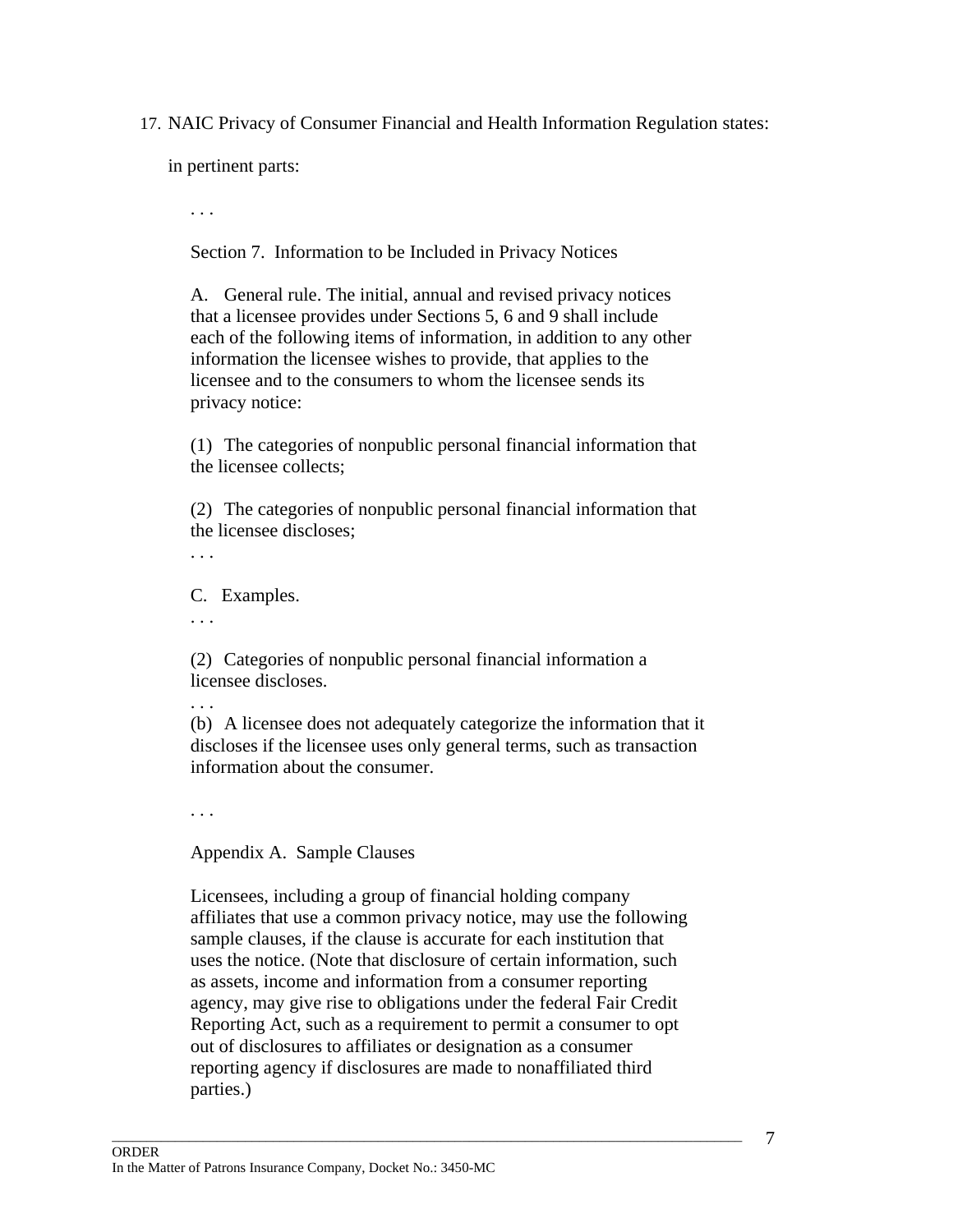17. NAIC Privacy of Consumer Financial and Health Information Regulation states:

in pertinent parts:

> . . .
>
> Section 7. Information to be Included in Privacy Notices
>
> A. General rule. The initial, annual and revised privacy notices that a licensee provides under Sections 5, 6 and 9 shall include each of the following items of information, in addition to any other information the licensee wishes to provide, that applies to the licensee and to the consumers to whom the licensee sends its privacy notice:
>
> (1) The categories of nonpublic personal financial information that the licensee collects;
>
> (2) The categories of nonpublic personal financial information that the licensee discloses;
>
> . . .
>
> C. Examples.
>
> . . .
>
> (2) Categories of nonpublic personal financial information a licensee discloses.
>
> . . .
>
> (b) A licensee does not adequately categorize the information that it discloses if the licensee uses only general terms, such as transaction information about the consumer.
>
> . . .
>
> Appendix A. Sample Clauses
>
> Licensees, including a group of financial holding company affiliates that use a common privacy notice, may use the following sample clauses, if the clause is accurate for each institution that uses the notice. (Note that disclosure of certain information, such as assets, income and information from a consumer reporting agency, may give rise to obligations under the federal Fair Credit Reporting Act, such as a requirement to permit a consumer to opt out of disclosures to affiliates or designation as a consumer reporting agency if disclosures are made to nonaffiliated third parties.)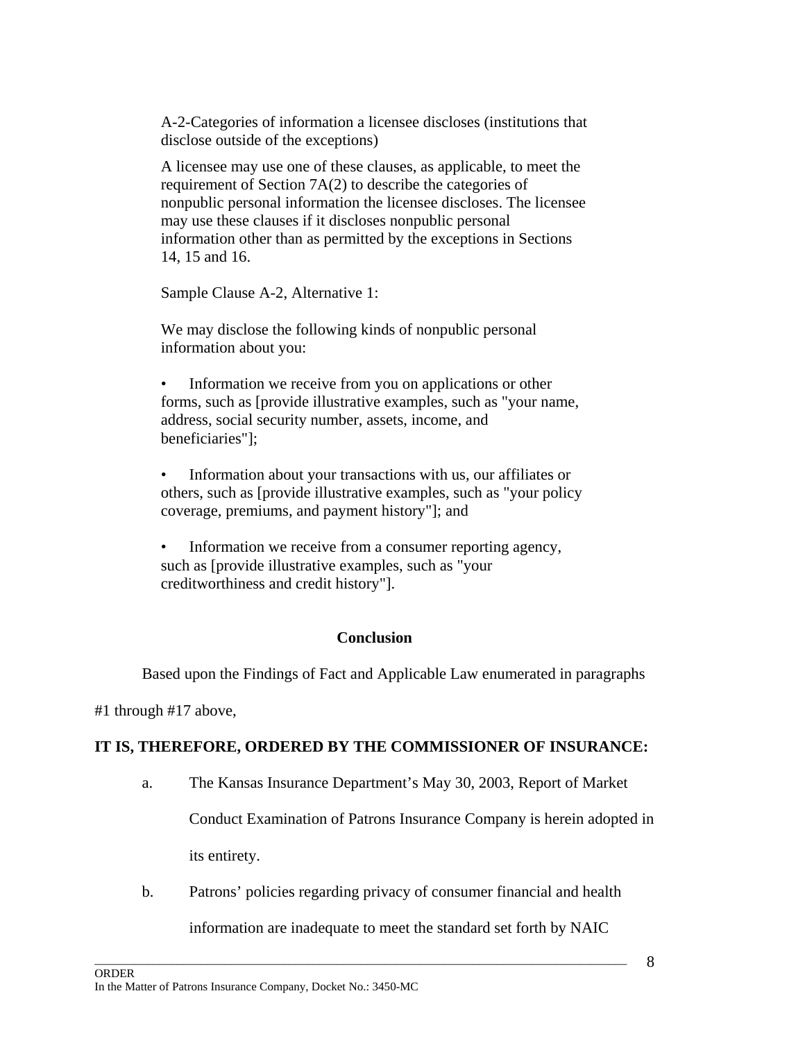A-2-Categories of information a licensee discloses (institutions that disclose outside of the exceptions)

A licensee may use one of these clauses, as applicable, to meet the requirement of Section 7A(2) to describe the categories of nonpublic personal information the licensee discloses. The licensee may use these clauses if it discloses nonpublic personal information other than as permitted by the exceptions in Sections 14, 15 and 16.

Sample Clause A-2, Alternative 1:

We may disclose the following kinds of nonpublic personal information about you:

- Information we receive from you on applications or other forms, such as [provide illustrative examples, such as "your name, address, social security number, assets, income, and beneficiaries"];

- Information about your transactions with us, our affiliates or others, such as [provide illustrative examples, such as "your policy coverage, premiums, and payment history"]; and

- Information we receive from a consumer reporting agency, such as [provide illustrative examples, such as "your creditworthiness and credit history"].

**Conclusion**

Based upon the Findings of Fact and Applicable Law enumerated in paragraphs #1 through #17 above,

**IT IS, THEREFORE, ORDERED BY THE COMMISSIONER OF INSURANCE:**

a. The Kansas Insurance Department's May 30, 2003, Report of Market Conduct Examination of Patrons Insurance Company is herein adopted in its entirety.

b. Patrons' policies regarding privacy of consumer financial and health information are inadequate to meet the standard set forth by NAIC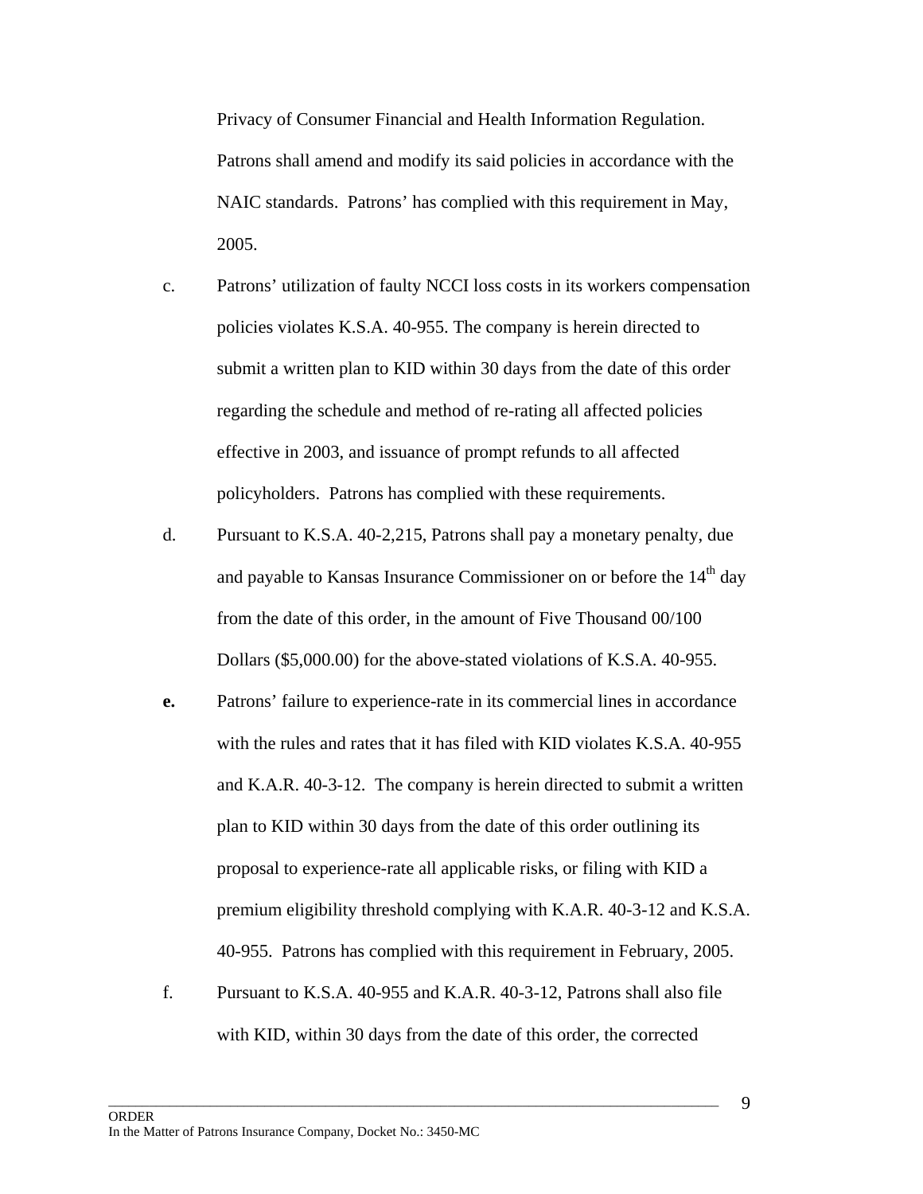Privacy of Consumer Financial and Health Information Regulation. Patrons shall amend and modify its said policies in accordance with the NAIC standards. Patrons' has complied with this requirement in May, 2005.

c. Patrons' utilization of faulty NCCI loss costs in its workers compensation policies violates K.S.A. 40-955. The company is herein directed to submit a written plan to KID within 30 days from the date of this order regarding the schedule and method of re-rating all affected policies effective in 2003, and issuance of prompt refunds to all affected policyholders. Patrons has complied with these requirements.

d. Pursuant to K.S.A. 40-2,215, Patrons shall pay a monetary penalty, due and payable to Kansas Insurance Commissioner on or before the 14th day from the date of this order, in the amount of Five Thousand 00/100 Dollars ($5,000.00) for the above-stated violations of K.S.A. 40-955.

**e.** Patrons' failure to experience-rate in its commercial lines in accordance with the rules and rates that it has filed with KID violates K.S.A. 40-955 and K.A.R. 40-3-12. The company is herein directed to submit a written plan to KID within 30 days from the date of this order outlining its proposal to experience-rate all applicable risks, or filing with KID a premium eligibility threshold complying with K.A.R. 40-3-12 and K.S.A. 40-955. Patrons has complied with this requirement in February, 2005.

f. Pursuant to K.S.A. 40-955 and K.A.R. 40-3-12, Patrons shall also file with KID, within 30 days from the date of this order, the corrected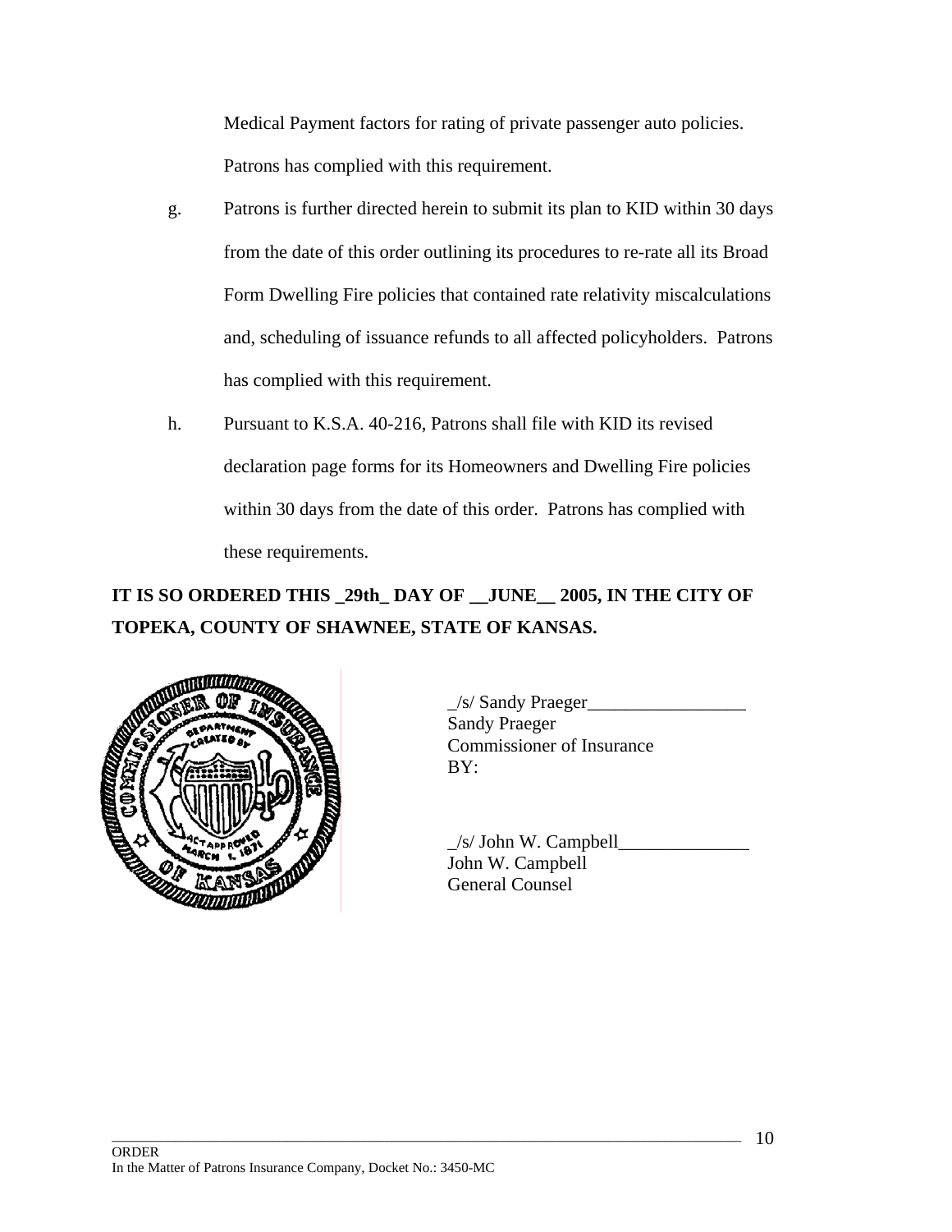Medical Payment factors for rating of private passenger auto policies. Patrons has complied with this requirement.

g. Patrons is further directed herein to submit its plan to KID within 30 days from the date of this order outlining its procedures to re-rate all its Broad Form Dwelling Fire policies that contained rate relativity miscalculations and, scheduling of issuance refunds to all affected policyholders. Patrons has complied with this requirement.

h. Pursuant to K.S.A. 40-216, Patrons shall file with KID its revised declaration page forms for its Homeowners and Dwelling Fire policies within 30 days from the date of this order. Patrons has complied with these requirements.

**IT IS SO ORDERED THIS _29th_ DAY OF __JUNE__ 2005, IN THE CITY OF TOPEKA, COUNTY OF SHAWNEE, STATE OF KANSAS.**

_/s/ Sandy Praeger_________________
Sandy Praeger
Commissioner of Insurance
BY:

_/s/ John W. Campbell______________
John W. Campbell
General Counsel

ORDER
In the Matter of Patrons Insurance Company, Docket No.: 3450-MC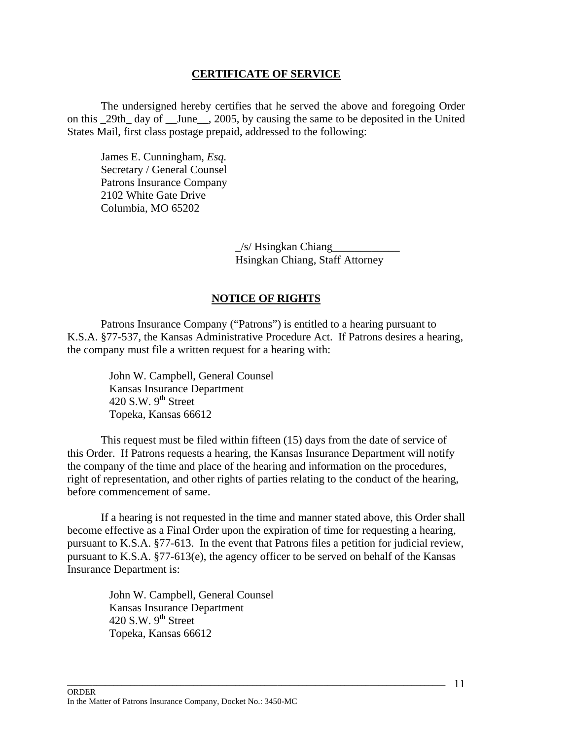## CERTIFICATE OF SERVICE

The undersigned hereby certifies that he served the above and foregoing Order on this _29th_ day of __June__, 2005, by causing the same to be deposited in the United States Mail, first class postage prepaid, addressed to the following:

James E. Cunningham, *Esq.*
Secretary / General Counsel
Patrons Insurance Company
2102 White Gate Drive
Columbia, MO 65202

_/s/ Hsingkan Chiang____________
Hsingkan Chiang, Staff Attorney

## NOTICE OF RIGHTS

Patrons Insurance Company ("Patrons") is entitled to a hearing pursuant to K.S.A. §77-537, the Kansas Administrative Procedure Act. If Patrons desires a hearing, the company must file a written request for a hearing with:

John W. Campbell, General Counsel
Kansas Insurance Department
420 S.W. 9th Street
Topeka, Kansas 66612

This request must be filed within fifteen (15) days from the date of service of this Order. If Patrons requests a hearing, the Kansas Insurance Department will notify the company of the time and place of the hearing and information on the procedures, right of representation, and other rights of parties relating to the conduct of the hearing, before commencement of same.

If a hearing is not requested in the time and manner stated above, this Order shall become effective as a Final Order upon the expiration of time for requesting a hearing, pursuant to K.S.A. §77-613. In the event that Patrons files a petition for judicial review, pursuant to K.S.A. §77-613(e), the agency officer to be served on behalf of the Kansas Insurance Department is:

John W. Campbell, General Counsel
Kansas Insurance Department
420 S.W. 9th Street
Topeka, Kansas 66612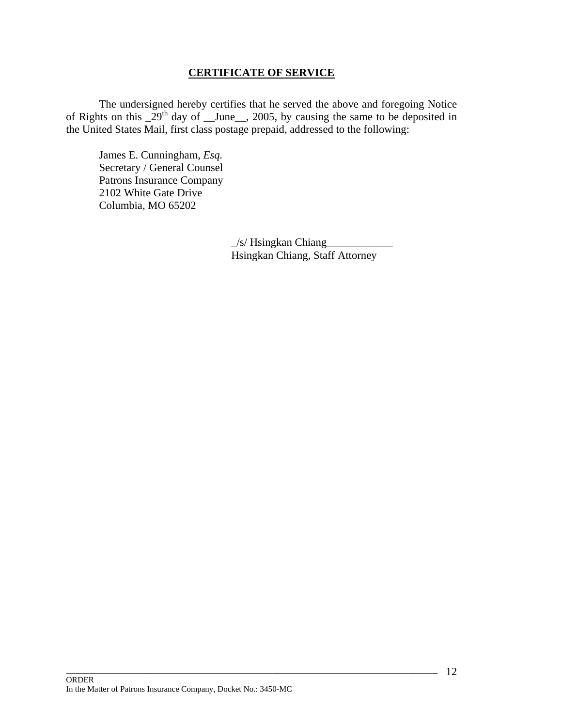**CERTIFICATE OF SERVICE**

The undersigned hereby certifies that he served the above and foregoing Notice of Rights on this _29th day of __June__, 2005, by causing the same to be deposited in the United States Mail, first class postage prepaid, addressed to the following:

James E. Cunningham, *Esq.*
Secretary / General Counsel
Patrons Insurance Company
2102 White Gate Drive
Columbia, MO 65202

_/s/ Hsingkan Chiang____________
Hsingkan Chiang, Staff Attorney